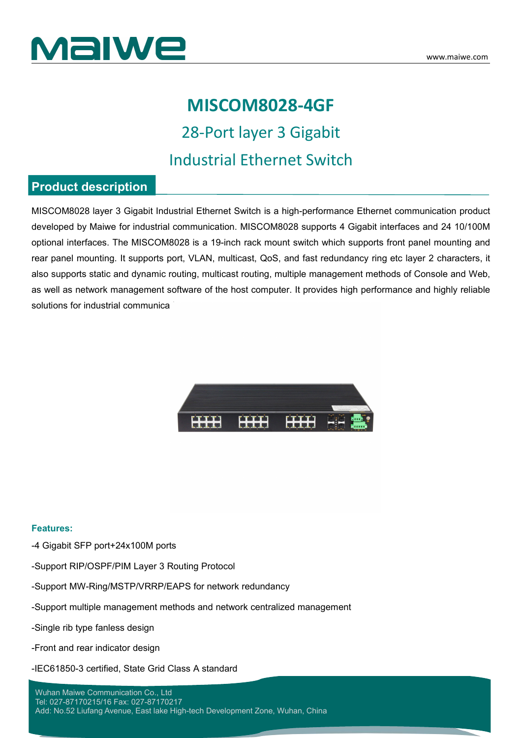# MISCOM8028-4GF

## 28-Port layer 3 Gigabit Industrial Ethernet Switch

## Product description

MISCOM8028 layer 3 Gigabit Industrial Ethernet Switch is a high-performance Ethernet communication product developed by Maiwe for industrial communication. MISCOM8028 supports 4 Gigabit interfaces and 24 10/100M optional interfaces. The MISCOM8028 is a 19-inch rack mount switch which supports front panel mounting and rear panel mounting. It supports port, VLAN, multicast, QoS, and fast redundancy ring etc layer 2 characters, it also supports static and dynamic routing, multicast routing, multiple management methods of Console and Web, as well as network management software of the host computer. It provides high performance and highly reliable solutions for industrial communica

**Features:**

-4 Gigabit SFP port+24x100M ports

-Support RIP/OSPF/PIM Layer 3 Routing Protocol

-Support MW-Ring/MSTP/VRRP/EAPS for network redundancy

-Support multiple management methods and network centralized management

-Single rib type fanless design

-Front and rear indicator design

-IEC61850-3 certified, State Grid Class A standard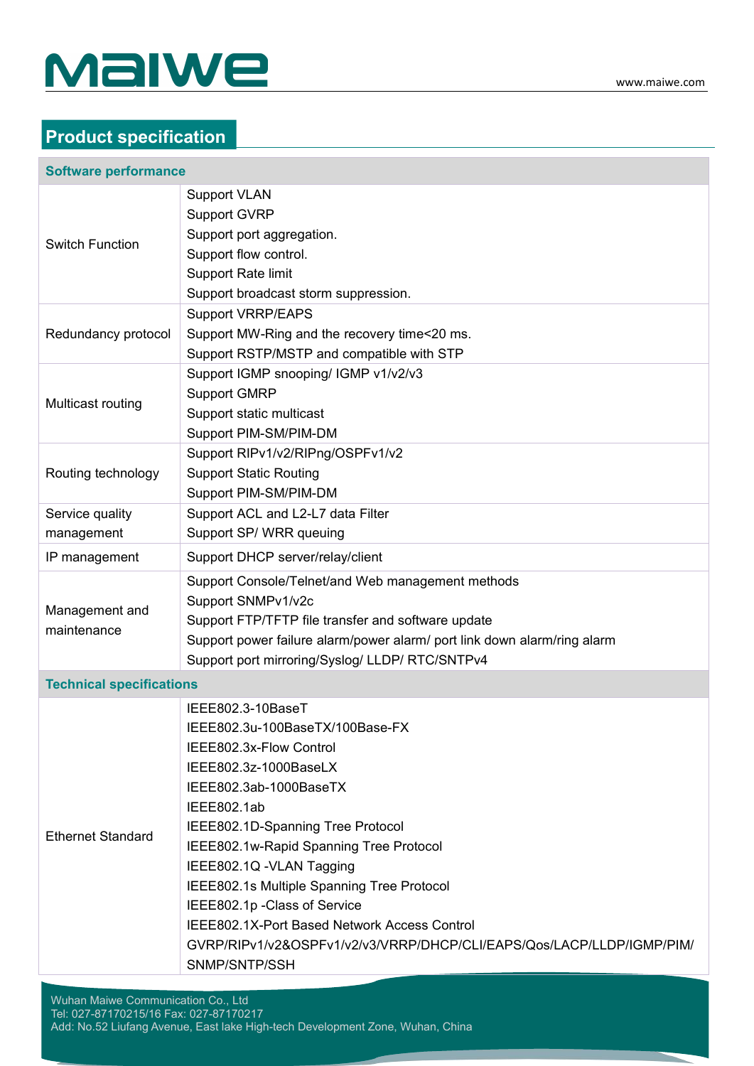## Product specification

| Software performance | |
|---|---|
| Switch Function | Support VLAN<br>Support GVRP<br>Support port aggregation.<br>Support flow control.<br>Support Rate limit<br>Support broadcast storm suppression. |
| Redundancy protocol | Support VRRP/EAPS<br>Support MW-Ring and the recovery time<20 ms.<br>Support RSTP/MSTP and compatible with STP |
| Multicast routing | Support IGMP snooping/ IGMP v1/v2/v3<br>Support GMRP<br>Support static multicast<br>Support PIM-SM/PIM-DM |
| Routing technology | Support RIPv1/v2/RIPng/OSPFv1/v2<br>Support Static Routing<br>Support PIM-SM/PIM-DM |
| Service quality management | Support ACL and L2-L7 data Filter<br>Support SP/ WRR queuing |
| IP management | Support DHCP server/relay/client |
| Management and maintenance | Support Console/Telnet/and Web management methods<br>Support SNMPv1/v2c<br>Support FTP/TFTP file transfer and software update<br>Support power failure alarm/power alarm/ port link down alarm/ring alarm<br>Support port mirroring/Syslog/ LLDP/ RTC/SNTPv4 |
| **Technical specifications** | |
| Ethernet Standard | IEEE802.3-10BaseT<br>IEEE802.3u-100BaseTX/100Base-FX<br>IEEE802.3x-Flow Control<br>IEEE802.3z-1000BaseLX<br>IEEE802.3ab-1000BaseTX<br>IEEE802.1ab<br>IEEE802.1D-Spanning Tree Protocol<br>IEEE802.1w-Rapid Spanning Tree Protocol<br>IEEE802.1Q -VLAN Tagging<br>IEEE802.1s Multiple Spanning Tree Protocol<br>IEEE802.1p -Class of Service<br>IEEE802.1X-Port Based Network Access Control<br>GVRP/RIPv1/v2&OSPFv1/v2/v3/VRRP/DHCP/CLI/EAPS/Qos/LACP/LLDP/IGMP/PIM/SNMP/SNTP/SSH |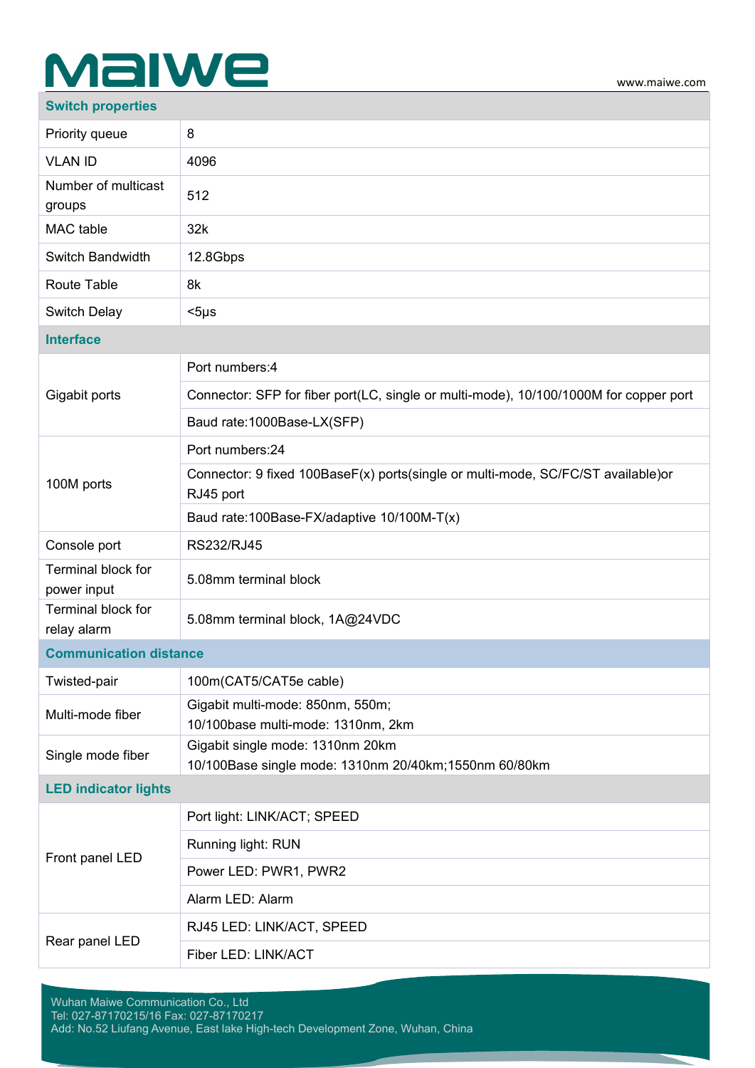| Switch properties | |
|---|---|
| Priority queue | 8 |
| VLAN ID | 4096 |
| Number of multicast groups | 512 |
| MAC table | 32k |
| Switch Bandwidth | 12.8Gbps |
| Route Table | 8k |
| Switch Delay | <5μs |
| **Interface** | |
| Gigabit ports | Port numbers:4 |
| | Connector: SFP for fiber port(LC, single or multi-mode), 10/100/1000M for copper port |
| | Baud rate:1000Base-LX(SFP) |
| 100M ports | Port numbers:24 |
| | Connector: 9 fixed 100BaseF(x) ports(single or multi-mode, SC/FC/ST available)or RJ45 port |
| | Baud rate:100Base-FX/adaptive 10/100M-T(x) |
| Console port | RS232/RJ45 |
| Terminal block for power input | 5.08mm terminal block |
| Terminal block for relay alarm | 5.08mm terminal block, 1A@24VDC |
| **Communication distance** | |
| Twisted-pair | 100m(CAT5/CAT5e cable) |
| Multi-mode fiber | Gigabit multi-mode: 850nm, 550m;<br>10/100base multi-mode: 1310nm, 2km |
| Single mode fiber | Gigabit single mode: 1310nm 20km<br>10/100Base single mode: 1310nm 20/40km;1550nm 60/80km |
| **LED indicator lights** | |
| Front panel LED | Port light: LINK/ACT; SPEED |
| | Running light: RUN |
| | Power LED: PWR1, PWR2 |
| | Alarm LED: Alarm |
| Rear panel LED | RJ45 LED: LINK/ACT, SPEED |
| | Fiber LED: LINK/ACT |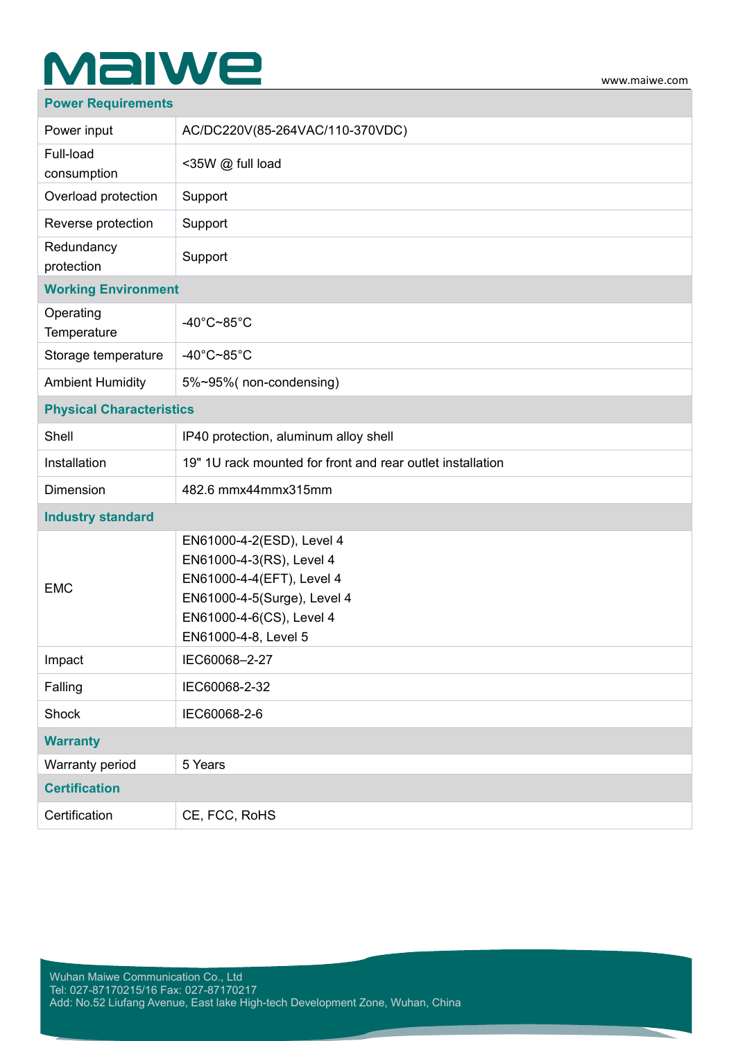| Power Requirements | |
|---|---|
| Power input | AC/DC220V(85-264VAC/110-370VDC) |
| Full-load consumption | <35W @ full load |
| Overload protection | Support |
| Reverse protection | Support |
| Redundancy protection | Support |
| **Working Environment** | |
| Operating Temperature | -40°C~85°C |
| Storage temperature | -40°C~85°C |
| Ambient Humidity | 5%~95%( non-condensing) |
| **Physical Characteristics** | |
| Shell | IP40 protection, aluminum alloy shell |
| Installation | 19" 1U rack mounted for front and rear outlet installation |
| Dimension | 482.6 mmx44mmx315mm |
| **Industry standard** | |
| EMC | EN61000-4-2(ESD), Level 4<br>EN61000-4-3(RS), Level 4<br>EN61000-4-4(EFT), Level 4<br>EN61000-4-5(Surge), Level 4<br>EN61000-4-6(CS), Level 4<br>EN61000-4-8, Level 5 |
| Impact | IEC60068–2-27 |
| Falling | IEC60068-2-32 |
| Shock | IEC60068-2-6 |
| **Warranty** | |
| Warranty period | 5 Years |
| **Certification** | |
| Certification | CE, FCC, RoHS |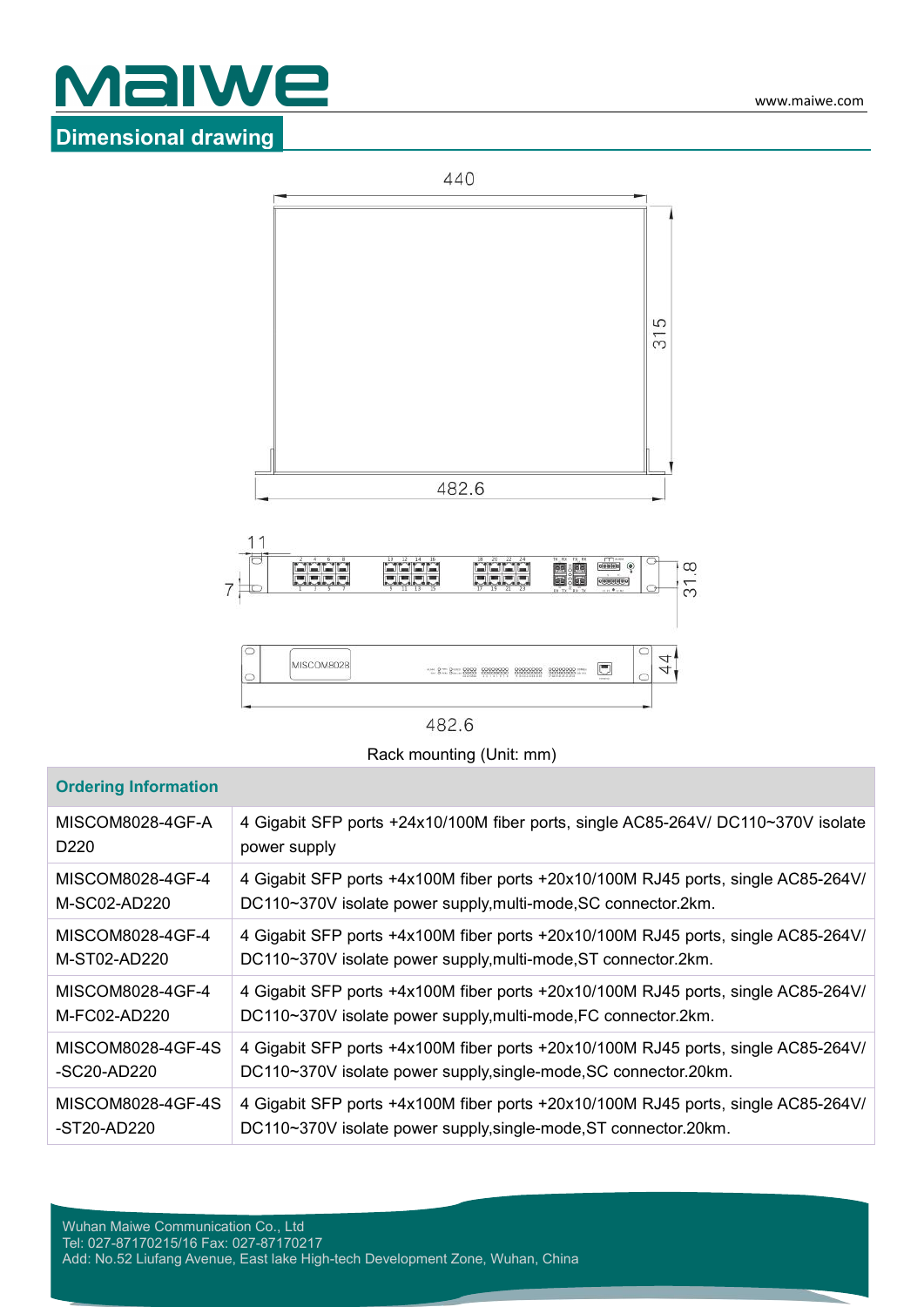## Dimensional drawing

Rack mounting (Unit: mm)

| Ordering Information | |
|---|---|
| MISCOM8028-4GF-AD220 | 4 Gigabit SFP ports +24x10/100M fiber ports, single AC85-264V/ DC110~370V isolate power supply |
| MISCOM8028-4GF-4M-SC02-AD220 | 4 Gigabit SFP ports +4x100M fiber ports +20x10/100M RJ45 ports, single AC85-264V/ DC110~370V isolate power supply,multi-mode,SC connector.2km. |
| MISCOM8028-4GF-4M-ST02-AD220 | 4 Gigabit SFP ports +4x100M fiber ports +20x10/100M RJ45 ports, single AC85-264V/ DC110~370V isolate power supply,multi-mode,ST connector.2km. |
| MISCOM8028-4GF-4M-FC02-AD220 | 4 Gigabit SFP ports +4x100M fiber ports +20x10/100M RJ45 ports, single AC85-264V/ DC110~370V isolate power supply,multi-mode,FC connector.2km. |
| MISCOM8028-4GF-4S-SC20-AD220 | 4 Gigabit SFP ports +4x100M fiber ports +20x10/100M RJ45 ports, single AC85-264V/ DC110~370V isolate power supply,single-mode,SC connector.20km. |
| MISCOM8028-4GF-4S-ST20-AD220 | 4 Gigabit SFP ports +4x100M fiber ports +20x10/100M RJ45 ports, single AC85-264V/ DC110~370V isolate power supply,single-mode,ST connector.20km. |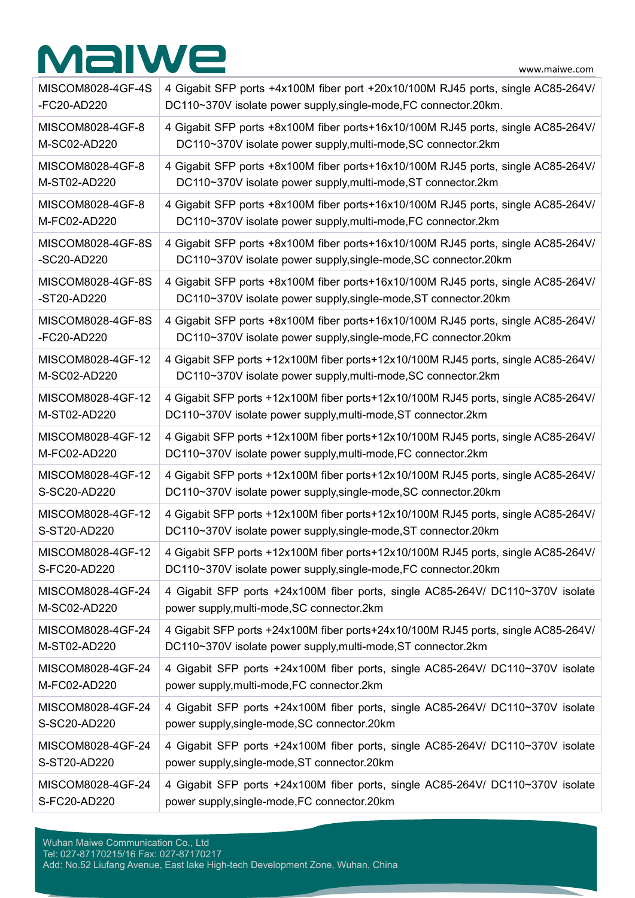| | |
|---|---|
| MISCOM8028-4GF-4S-FC20-AD220 | 4 Gigabit SFP ports +4x100M fiber port +20x10/100M RJ45 ports, single AC85-264V/ DC110~370V isolate power supply,single-mode,FC connector.20km. |
| MISCOM8028-4GF-8M-SC02-AD220 | 4 Gigabit SFP ports +8x100M fiber ports+16x10/100M RJ45 ports, single AC85-264V/ DC110~370V isolate power supply,multi-mode,SC connector.2km |
| MISCOM8028-4GF-8M-ST02-AD220 | 4 Gigabit SFP ports +8x100M fiber ports+16x10/100M RJ45 ports, single AC85-264V/ DC110~370V isolate power supply,multi-mode,ST connector.2km |
| MISCOM8028-4GF-8M-FC02-AD220 | 4 Gigabit SFP ports +8x100M fiber ports+16x10/100M RJ45 ports, single AC85-264V/ DC110~370V isolate power supply,multi-mode,FC connector.2km |
| MISCOM8028-4GF-8S-SC20-AD220 | 4 Gigabit SFP ports +8x100M fiber ports+16x10/100M RJ45 ports, single AC85-264V/ DC110~370V isolate power supply,single-mode,SC connector.20km |
| MISCOM8028-4GF-8S-ST20-AD220 | 4 Gigabit SFP ports +8x100M fiber ports+16x10/100M RJ45 ports, single AC85-264V/ DC110~370V isolate power supply,single-mode,ST connector.20km |
| MISCOM8028-4GF-8S-FC20-AD220 | 4 Gigabit SFP ports +8x100M fiber ports+16x10/100M RJ45 ports, single AC85-264V/ DC110~370V isolate power supply,single-mode,FC connector.20km |
| MISCOM8028-4GF-12M-SC02-AD220 | 4 Gigabit SFP ports +12x100M fiber ports+12x10/100M RJ45 ports, single AC85-264V/ DC110~370V isolate power supply,multi-mode,SC connector.2km |
| MISCOM8028-4GF-12M-ST02-AD220 | 4 Gigabit SFP ports +12x100M fiber ports+12x10/100M RJ45 ports, single AC85-264V/ DC110~370V isolate power supply,multi-mode,ST connector.2km |
| MISCOM8028-4GF-12M-FC02-AD220 | 4 Gigabit SFP ports +12x100M fiber ports+12x10/100M RJ45 ports, single AC85-264V/ DC110~370V isolate power supply,multi-mode,FC connector.2km |
| MISCOM8028-4GF-12S-SC20-AD220 | 4 Gigabit SFP ports +12x100M fiber ports+12x10/100M RJ45 ports, single AC85-264V/ DC110~370V isolate power supply,single-mode,SC connector.20km |
| MISCOM8028-4GF-12S-ST20-AD220 | 4 Gigabit SFP ports +12x100M fiber ports+12x10/100M RJ45 ports, single AC85-264V/ DC110~370V isolate power supply,single-mode,ST connector.20km |
| MISCOM8028-4GF-12S-FC20-AD220 | 4 Gigabit SFP ports +12x100M fiber ports+12x10/100M RJ45 ports, single AC85-264V/ DC110~370V isolate power supply,single-mode,FC connector.20km |
| MISCOM8028-4GF-24M-SC02-AD220 | 4 Gigabit SFP ports +24x100M fiber ports, single AC85-264V/ DC110~370V isolate power supply,multi-mode,SC connector.2km |
| MISCOM8028-4GF-24M-ST02-AD220 | 4 Gigabit SFP ports +24x100M fiber ports+24x10/100M RJ45 ports, single AC85-264V/ DC110~370V isolate power supply,multi-mode,ST connector.2km |
| MISCOM8028-4GF-24M-FC02-AD220 | 4 Gigabit SFP ports +24x100M fiber ports, single AC85-264V/ DC110~370V isolate power supply,multi-mode,FC connector.2km |
| MISCOM8028-4GF-24S-SC20-AD220 | 4 Gigabit SFP ports +24x100M fiber ports, single AC85-264V/ DC110~370V isolate power supply,single-mode,SC connector.20km |
| MISCOM8028-4GF-24S-ST20-AD220 | 4 Gigabit SFP ports +24x100M fiber ports, single AC85-264V/ DC110~370V isolate power supply,single-mode,ST connector.20km |
| MISCOM8028-4GF-24S-FC20-AD220 | 4 Gigabit SFP ports +24x100M fiber ports, single AC85-264V/ DC110~370V isolate power supply,single-mode,FC connector.20km |